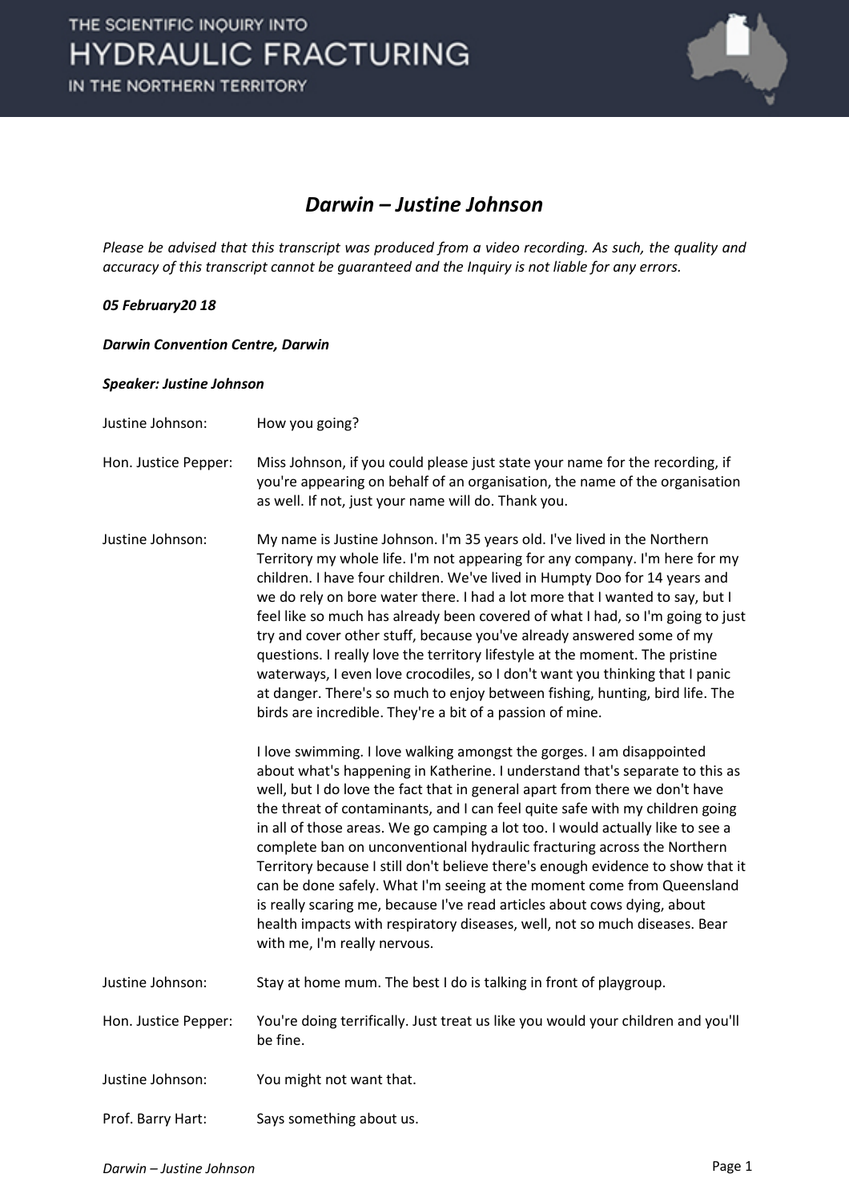## *Darwin – Justine Johnson*

*Please be advised that this transcript was produced from a video recording. As such, the quality and accuracy of this transcript cannot be guaranteed and the Inquiry is not liable for any errors.*

***05 February20 18***

***Darwin Convention Centre, Darwin***

***Speaker: Justine Johnson***

| | |
|---|---|
| Justine Johnson: | How you going? |
| Hon. Justice Pepper: | Miss Johnson, if you could please just state your name for the recording, if you're appearing on behalf of an organisation, the name of the organisation as well. If not, just your name will do. Thank you. |
| Justine Johnson: | My name is Justine Johnson. I'm 35 years old. I've lived in the Northern Territory my whole life. I'm not appearing for any company. I'm here for my children. I have four children. We've lived in Humpty Doo for 14 years and we do rely on bore water there. I had a lot more that I wanted to say, but I feel like so much has already been covered of what I had, so I'm going to just try and cover other stuff, because you've already answered some of my questions. I really love the territory lifestyle at the moment. The pristine waterways, I even love crocodiles, so I don't want you thinking that I panic at danger. There's so much to enjoy between fishing, hunting, bird life. The birds are incredible. They're a bit of a passion of mine.<br><br>I love swimming. I love walking amongst the gorges. I am disappointed about what's happening in Katherine. I understand that's separate to this as well, but I do love the fact that in general apart from there we don't have the threat of contaminants, and I can feel quite safe with my children going in all of those areas. We go camping a lot too. I would actually like to see a complete ban on unconventional hydraulic fracturing across the Northern Territory because I still don't believe there's enough evidence to show that it can be done safely. What I'm seeing at the moment come from Queensland is really scaring me, because I've read articles about cows dying, about health impacts with respiratory diseases, well, not so much diseases. Bear with me, I'm really nervous. |
| Justine Johnson: | Stay at home mum. The best I do is talking in front of playgroup. |
| Hon. Justice Pepper: | You're doing terrifically. Just treat us like you would your children and you'll be fine. |
| Justine Johnson: | You might not want that. |
| Prof. Barry Hart: | Says something about us. |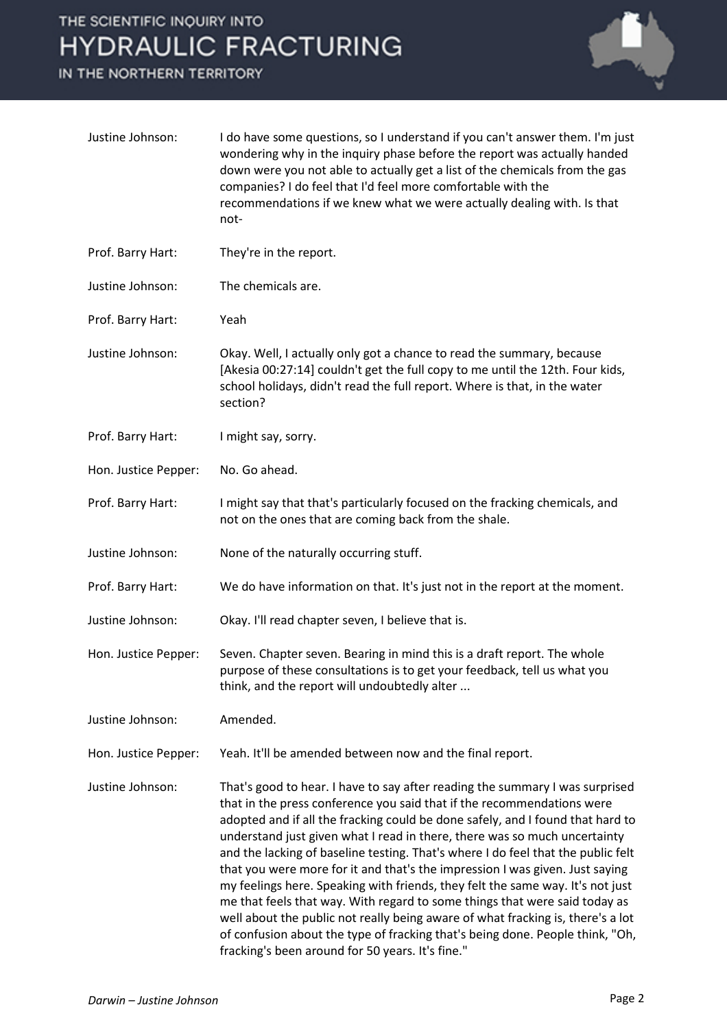**Justine Johnson:** I do have some questions, so I understand if you can't answer them. I'm just wondering why in the inquiry phase before the report was actually handed down were you not able to actually get a list of the chemicals from the gas companies? I do feel that I'd feel more comfortable with the recommendations if we knew what we were actually dealing with. Is that not-

**Prof. Barry Hart:** They're in the report.

**Justine Johnson:** The chemicals are.

**Prof. Barry Hart:** Yeah

**Justine Johnson:** Okay. Well, I actually only got a chance to read the summary, because [Akesia 00:27:14] couldn't get the full copy to me until the 12th. Four kids, school holidays, didn't read the full report. Where is that, in the water section?

**Prof. Barry Hart:** I might say, sorry.

**Hon. Justice Pepper:** No. Go ahead.

**Prof. Barry Hart:** I might say that that's particularly focused on the fracking chemicals, and not on the ones that are coming back from the shale.

**Justine Johnson:** None of the naturally occurring stuff.

**Prof. Barry Hart:** We do have information on that. It's just not in the report at the moment.

**Justine Johnson:** Okay. I'll read chapter seven, I believe that is.

**Hon. Justice Pepper:** Seven. Chapter seven. Bearing in mind this is a draft report. The whole purpose of these consultations is to get your feedback, tell us what you think, and the report will undoubtedly alter ...

**Justine Johnson:** Amended.

**Hon. Justice Pepper:** Yeah. It'll be amended between now and the final report.

**Justine Johnson:** That's good to hear. I have to say after reading the summary I was surprised that in the press conference you said that if the recommendations were adopted and if all the fracking could be done safely, and I found that hard to understand just given what I read in there, there was so much uncertainty and the lacking of baseline testing. That's where I do feel that the public felt that you were more for it and that's the impression I was given. Just saying my feelings here. Speaking with friends, they felt the same way. It's not just me that feels that way. With regard to some things that were said today as well about the public not really being aware of what fracking is, there's a lot of confusion about the type of fracking that's being done. People think, "Oh, fracking's been around for 50 years. It's fine."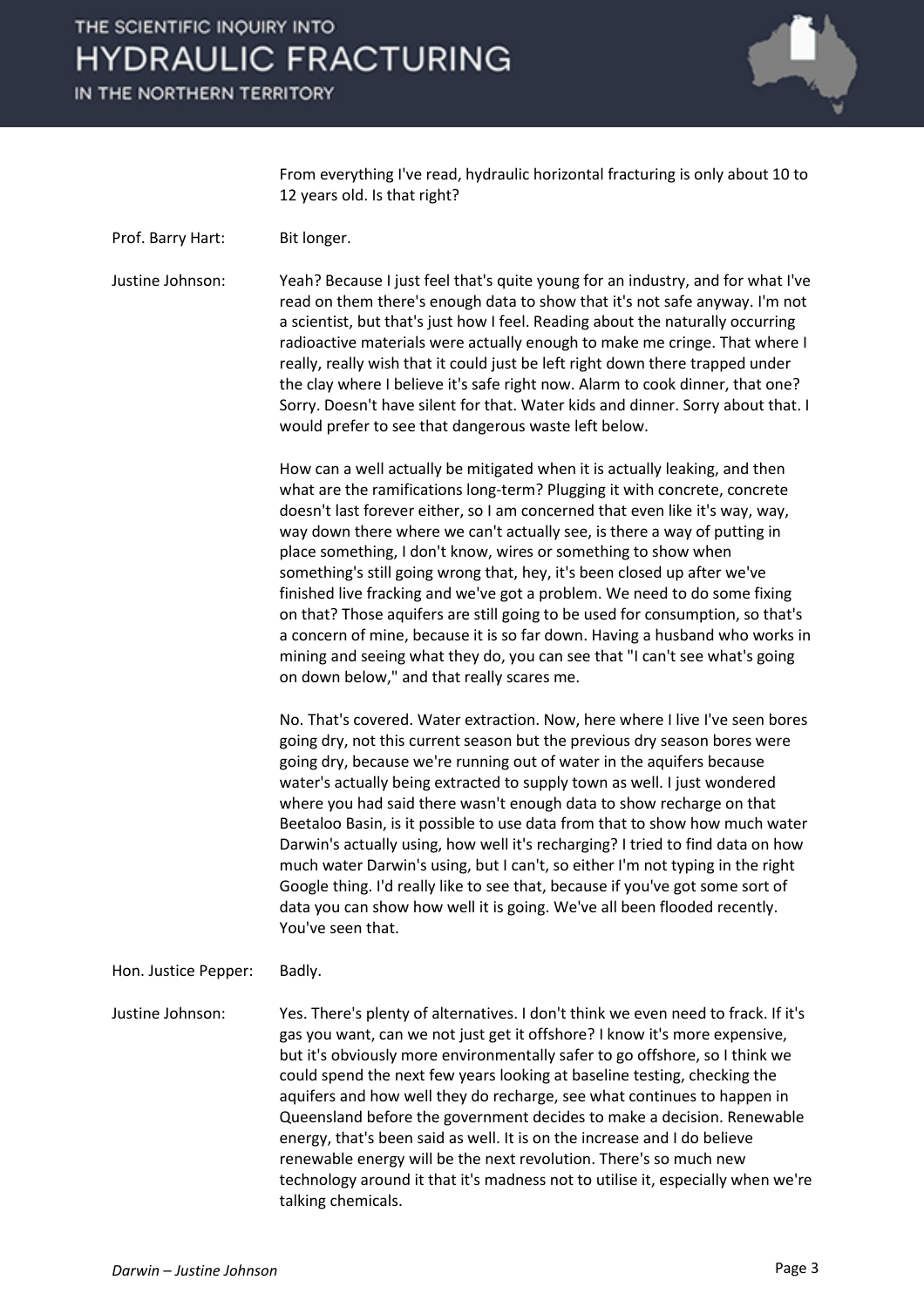From everything I've read, hydraulic horizontal fracturing is only about 10 to 12 years old. Is that right?

**Prof. Barry Hart:** Bit longer.

**Justine Johnson:** Yeah? Because I just feel that's quite young for an industry, and for what I've read on them there's enough data to show that it's not safe anyway. I'm not a scientist, but that's just how I feel. Reading about the naturally occurring radioactive materials were actually enough to make me cringe. That where I really, really wish that it could just be left right down there trapped under the clay where I believe it's safe right now. Alarm to cook dinner, that one? Sorry. Doesn't have silent for that. Water kids and dinner. Sorry about that. I would prefer to see that dangerous waste left below.

How can a well actually be mitigated when it is actually leaking, and then what are the ramifications long-term? Plugging it with concrete, concrete doesn't last forever either, so I am concerned that even like it's way, way, way down there where we can't actually see, is there a way of putting in place something, I don't know, wires or something to show when something's still going wrong that, hey, it's been closed up after we've finished live fracking and we've got a problem. We need to do some fixing on that? Those aquifers are still going to be used for consumption, so that's a concern of mine, because it is so far down. Having a husband who works in mining and seeing what they do, you can see that "I can't see what's going on down below," and that really scares me.

No. That's covered. Water extraction. Now, here where I live I've seen bores going dry, not this current season but the previous dry season bores were going dry, because we're running out of water in the aquifers because water's actually being extracted to supply town as well. I just wondered where you had said there wasn't enough data to show recharge on that Beetaloo Basin, is it possible to use data from that to show how much water Darwin's actually using, how well it's recharging? I tried to find data on how much water Darwin's using, but I can't, so either I'm not typing in the right Google thing. I'd really like to see that, because if you've got some sort of data you can show how well it is going. We've all been flooded recently. You've seen that.

**Hon. Justice Pepper:** Badly.

**Justine Johnson:** Yes. There's plenty of alternatives. I don't think we even need to frack. If it's gas you want, can we not just get it offshore? I know it's more expensive, but it's obviously more environmentally safer to go offshore, so I think we could spend the next few years looking at baseline testing, checking the aquifers and how well they do recharge, see what continues to happen in Queensland before the government decides to make a decision. Renewable energy, that's been said as well. It is on the increase and I do believe renewable energy will be the next revolution. There's so much new technology around it that it's madness not to utilise it, especially when we're talking chemicals.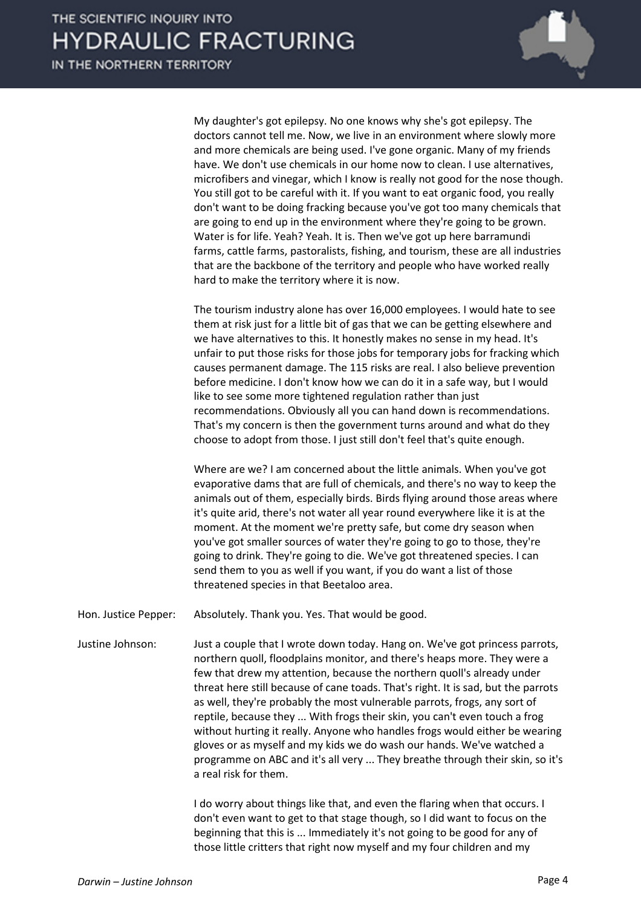My daughter's got epilepsy. No one knows why she's got epilepsy. The doctors cannot tell me. Now, we live in an environment where slowly more and more chemicals are being used. I've gone organic. Many of my friends have. We don't use chemicals in our home now to clean. I use alternatives, microfibers and vinegar, which I know is really not good for the nose though. You still got to be careful with it. If you want to eat organic food, you really don't want to be doing fracking because you've got too many chemicals that are going to end up in the environment where they're going to be grown. Water is for life. Yeah? Yeah. It is. Then we've got up here barramundi farms, cattle farms, pastoralists, fishing, and tourism, these are all industries that are the backbone of the territory and people who have worked really hard to make the territory where it is now.

The tourism industry alone has over 16,000 employees. I would hate to see them at risk just for a little bit of gas that we can be getting elsewhere and we have alternatives to this. It honestly makes no sense in my head. It's unfair to put those risks for those jobs for temporary jobs for fracking which causes permanent damage. The 115 risks are real. I also believe prevention before medicine. I don't know how we can do it in a safe way, but I would like to see some more tightened regulation rather than just recommendations. Obviously all you can hand down is recommendations. That's my concern is then the government turns around and what do they choose to adopt from those. I just still don't feel that's quite enough.

Where are we? I am concerned about the little animals. When you've got evaporative dams that are full of chemicals, and there's no way to keep the animals out of them, especially birds. Birds flying around those areas where it's quite arid, there's not water all year round everywhere like it is at the moment. At the moment we're pretty safe, but come dry season when you've got smaller sources of water they're going to go to those, they're going to drink. They're going to die. We've got threatened species. I can send them to you as well if you want, if you do want a list of those threatened species in that Beetaloo area.

Hon. Justice Pepper: Absolutely. Thank you. Yes. That would be good.

Justine Johnson: Just a couple that I wrote down today. Hang on. We've got princess parrots, northern quoll, floodplains monitor, and there's heaps more. They were a few that drew my attention, because the northern quoll's already under threat here still because of cane toads. That's right. It is sad, but the parrots as well, they're probably the most vulnerable parrots, frogs, any sort of reptile, because they ... With frogs their skin, you can't even touch a frog without hurting it really. Anyone who handles frogs would either be wearing gloves or as myself and my kids we do wash our hands. We've watched a programme on ABC and it's all very ... They breathe through their skin, so it's a real risk for them.

I do worry about things like that, and even the flaring when that occurs. I don't even want to get to that stage though, so I did want to focus on the beginning that this is ... Immediately it's not going to be good for any of those little critters that right now myself and my four children and my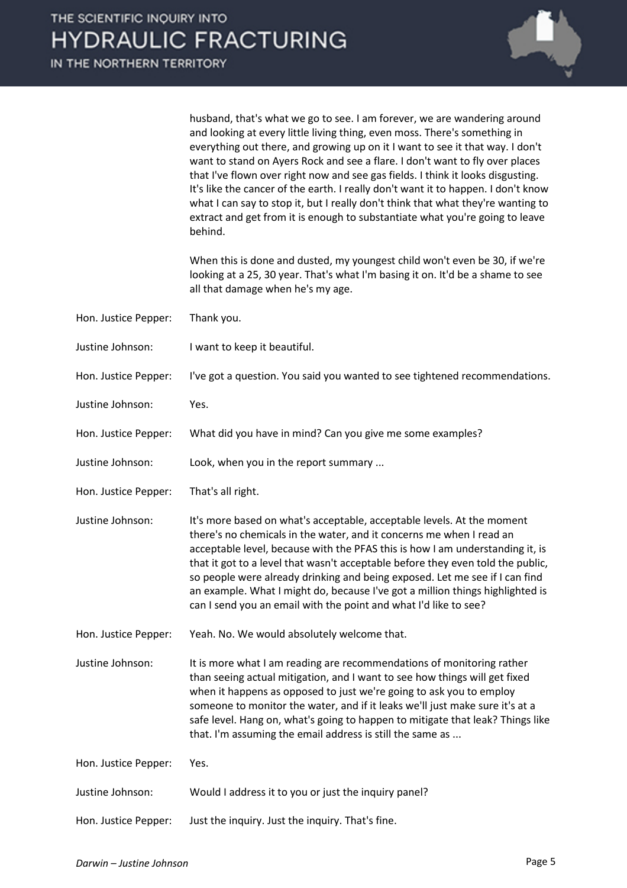husband, that's what we go to see. I am forever, we are wandering around and looking at every little living thing, even moss. There's something in everything out there, and growing up on it I want to see it that way. I don't want to stand on Ayers Rock and see a flare. I don't want to fly over places that I've flown over right now and see gas fields. I think it looks disgusting. It's like the cancer of the earth. I really don't want it to happen. I don't know what I can say to stop it, but I really don't think that what they're wanting to extract and get from it is enough to substantiate what you're going to leave behind.

When this is done and dusted, my youngest child won't even be 30, if we're looking at a 25, 30 year. That's what I'm basing it on. It'd be a shame to see all that damage when he's my age.

Hon. Justice Pepper: Thank you.

Justine Johnson: I want to keep it beautiful.

Hon. Justice Pepper: I've got a question. You said you wanted to see tightened recommendations.

Justine Johnson: Yes.

Hon. Justice Pepper: What did you have in mind? Can you give me some examples?

Justine Johnson: Look, when you in the report summary ...

Hon. Justice Pepper: That's all right.

Justine Johnson: It's more based on what's acceptable, acceptable levels. At the moment there's no chemicals in the water, and it concerns me when I read an acceptable level, because with the PFAS this is how I am understanding it, is that it got to a level that wasn't acceptable before they even told the public, so people were already drinking and being exposed. Let me see if I can find an example. What I might do, because I've got a million things highlighted is can I send you an email with the point and what I'd like to see?

Hon. Justice Pepper: Yeah. No. We would absolutely welcome that.

Justine Johnson: It is more what I am reading are recommendations of monitoring rather than seeing actual mitigation, and I want to see how things will get fixed when it happens as opposed to just we're going to ask you to employ someone to monitor the water, and if it leaks we'll just make sure it's at a safe level. Hang on, what's going to happen to mitigate that leak? Things like that. I'm assuming the email address is still the same as ...

Hon. Justice Pepper: Yes.

Justine Johnson: Would I address it to you or just the inquiry panel?

Hon. Justice Pepper: Just the inquiry. Just the inquiry. That's fine.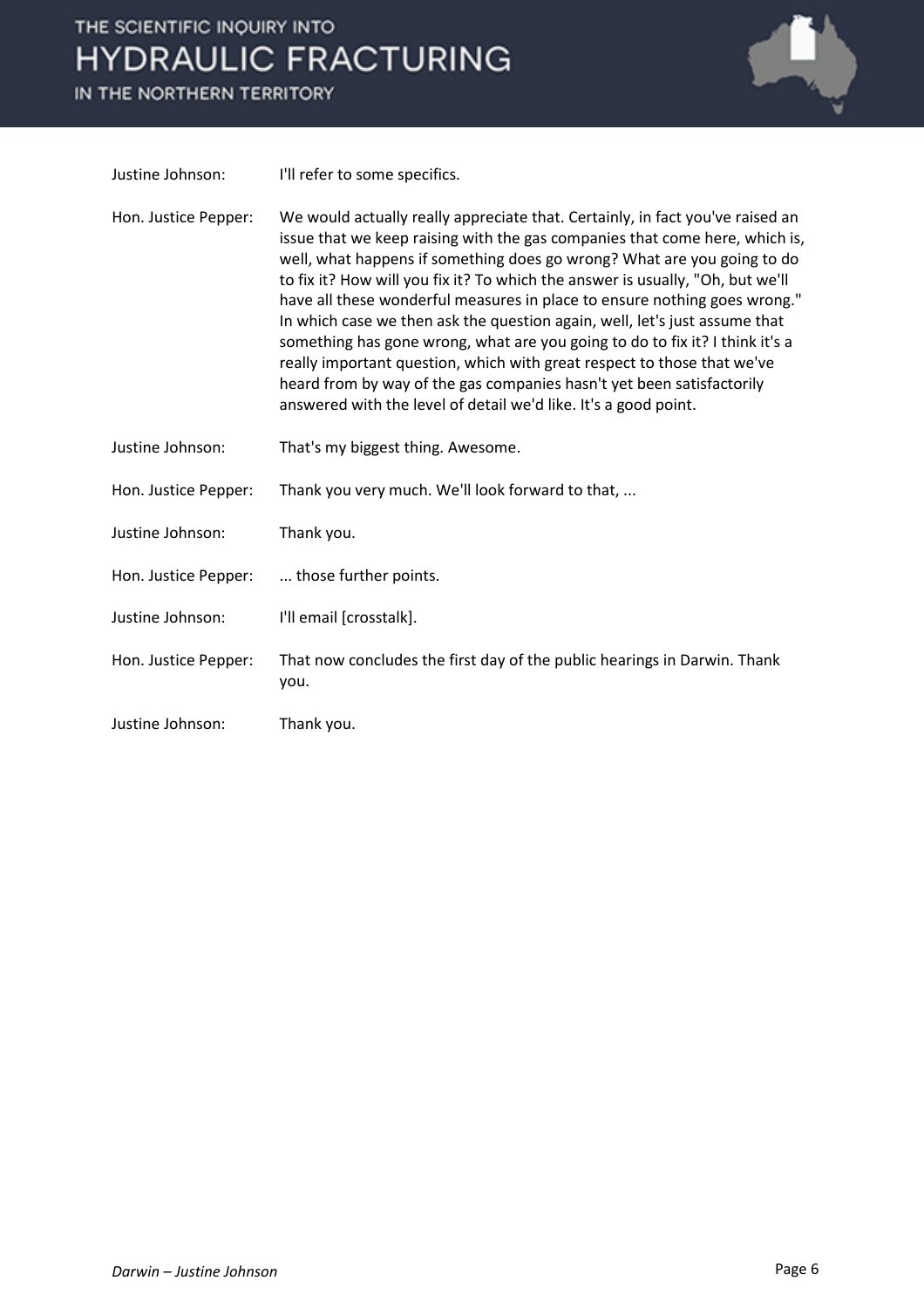Justine Johnson: I'll refer to some specifics.

Hon. Justice Pepper: We would actually really appreciate that. Certainly, in fact you've raised an issue that we keep raising with the gas companies that come here, which is, well, what happens if something does go wrong? What are you going to do to fix it? How will you fix it? To which the answer is usually, "Oh, but we'll have all these wonderful measures in place to ensure nothing goes wrong." In which case we then ask the question again, well, let's just assume that something has gone wrong, what are you going to do to fix it? I think it's a really important question, which with great respect to those that we've heard from by way of the gas companies hasn't yet been satisfactorily answered with the level of detail we'd like. It's a good point.

Justine Johnson: That's my biggest thing. Awesome.

Hon. Justice Pepper: Thank you very much. We'll look forward to that, ...

Justine Johnson: Thank you.

Hon. Justice Pepper: ... those further points.

Justine Johnson: I'll email [crosstalk].

Hon. Justice Pepper: That now concludes the first day of the public hearings in Darwin. Thank you.

Justine Johnson: Thank you.